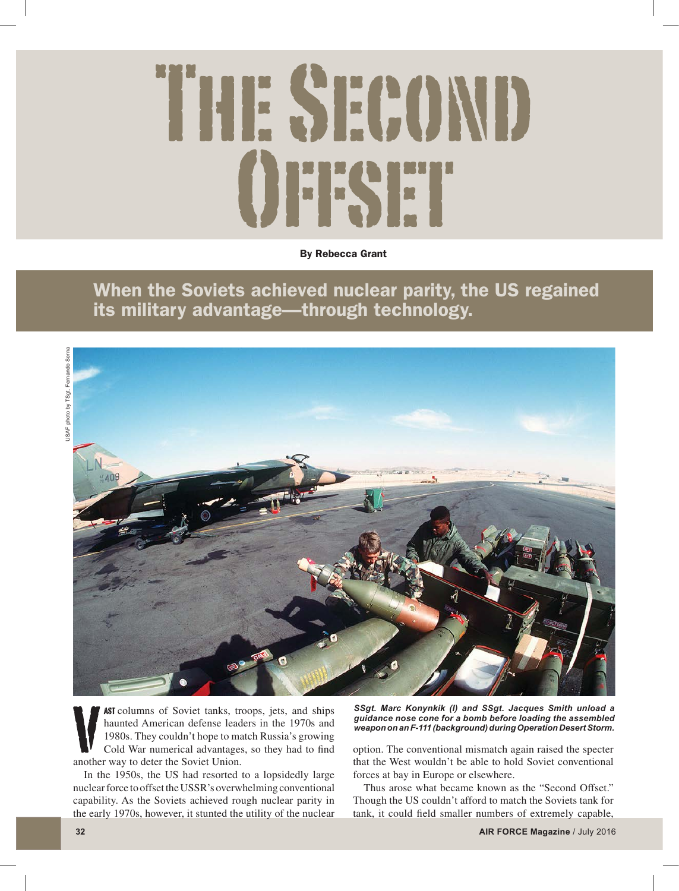# The Second Offset

**By Rebecca Grant**

## When the Soviets achieved nuclear parity, the US regained its military advantage—through technology.

USAF photo by TSgt. Fernando Serna

*SSgt. Marc Konynkik (l) and SSgt. Jacques Smith unload a guidance nose cone for a bomb before loading the assembled weapon on an F-111 (background) during Operation Desert Storm.*

Vast columns of Soviet tanks, troops, jets, and ships haunted American defense leaders in the 1970s and 1980s. They couldn't hope to match Russia's growing Cold War numerical advantages, so they had to find another way to deter the Soviet Union.

In the 1950s, the US had resorted to a lopsidedly large nuclear force to offset the USSR's overwhelming conventional capability. As the Soviets achieved rough nuclear parity in the early 1970s, however, it stunted the utility of the nuclear option. The conventional mismatch again raised the specter that the West wouldn't be able to hold Soviet conventional forces at bay in Europe or elsewhere.

Thus arose what became known as the "Second Offset." Though the US couldn't afford to match the Soviets tank for tank, it could field smaller numbers of extremely capable,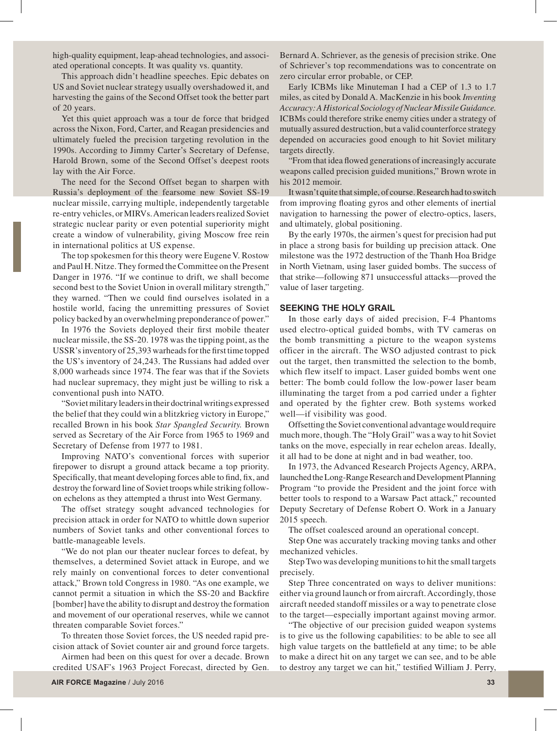high-quality equipment, leap-ahead technologies, and associated operational concepts. It was quality vs. quantity.

This approach didn't headline speeches. Epic debates on US and Soviet nuclear strategy usually overshadowed it, and harvesting the gains of the Second Offset took the better part of 20 years.

Yet this quiet approach was a tour de force that bridged across the Nixon, Ford, Carter, and Reagan presidencies and ultimately fueled the precision targeting revolution in the 1990s. According to Jimmy Carter's Secretary of Defense, Harold Brown, some of the Second Offset's deepest roots lay with the Air Force.

The need for the Second Offset began to sharpen with Russia's deployment of the fearsome new Soviet SS-19 nuclear missile, carrying multiple, independently targetable re-entry vehicles, or MIRVs. American leaders realized Soviet strategic nuclear parity or even potential superiority might create a window of vulnerability, giving Moscow free rein in international politics at US expense.

The top spokesmen for this theory were Eugene V. Rostow and Paul H. Nitze. They formed the Committee on the Present Danger in 1976. "If we continue to drift, we shall become second best to the Soviet Union in overall military strength," they warned. "Then we could find ourselves isolated in a hostile world, facing the unremitting pressures of Soviet policy backed by an overwhelming preponderance of power."

In 1976 the Soviets deployed their first mobile theater nuclear missile, the SS-20. 1978 was the tipping point, as the USSR's inventory of 25,393 warheads for the first time topped the US's inventory of 24,243. The Russians had added over 8,000 warheads since 1974. The fear was that if the Soviets had nuclear supremacy, they might just be willing to risk a conventional push into NATO.

"Soviet military leaders in their doctrinal writings expressed the belief that they could win a blitzkrieg victory in Europe," recalled Brown in his book *Star Spangled Security.* Brown served as Secretary of the Air Force from 1965 to 1969 and Secretary of Defense from 1977 to 1981.

Improving NATO's conventional forces with superior firepower to disrupt a ground attack became a top priority. Specifically, that meant developing forces able to find, fix, and destroy the forward line of Soviet troops while striking follow-on echelons as they attempted a thrust into West Germany.

The offset strategy sought advanced technologies for precision attack in order for NATO to whittle down superior numbers of Soviet tanks and other conventional forces to battle-manageable levels.

"We do not plan our theater nuclear forces to defeat, by themselves, a determined Soviet attack in Europe, and we rely mainly on conventional forces to deter conventional attack," Brown told Congress in 1980. "As one example, we cannot permit a situation in which the SS-20 and Backfire [bomber] have the ability to disrupt and destroy the formation and movement of our operational reserves, while we cannot threaten comparable Soviet forces."

To threaten those Soviet forces, the US needed rapid precision attack of Soviet counter air and ground force targets.

Airmen had been on this quest for over a decade. Brown credited USAF's 1963 Project Forecast, directed by Gen. Bernard A. Schriever, as the genesis of precision strike. One of Schriever's top recommendations was to concentrate on zero circular error probable, or CEP.

Early ICBMs like Minuteman I had a CEP of 1.3 to 1.7 miles, as cited by Donald A. MacKenzie in his book *Inventing Accuracy: A Historical Sociology of Nuclear Missile Guidance.* ICBMs could therefore strike enemy cities under a strategy of mutually assured destruction, but a valid counterforce strategy depended on accuracies good enough to hit Soviet military targets directly.

"From that idea flowed generations of increasingly accurate weapons called precision guided munitions," Brown wrote in his 2012 memoir.

It wasn't quite that simple, of course. Research had to switch from improving floating gyros and other elements of inertial navigation to harnessing the power of electro-optics, lasers, and ultimately, global positioning.

By the early 1970s, the airmen's quest for precision had put in place a strong basis for building up precision attack. One milestone was the 1972 destruction of the Thanh Hoa Bridge in North Vietnam, using laser guided bombs. The success of that strike—following 871 unsuccessful attacks—proved the value of laser targeting.

## SEEKING THE HOLY GRAIL

In those early days of aided precision, F-4 Phantoms used electro-optical guided bombs, with TV cameras on the bomb transmitting a picture to the weapon systems officer in the aircraft. The WSO adjusted contrast to pick out the target, then transmitted the selection to the bomb, which flew itself to impact. Laser guided bombs went one better: The bomb could follow the low-power laser beam illuminating the target from a pod carried under a fighter and operated by the fighter crew. Both systems worked well—if visibility was good.

Offsetting the Soviet conventional advantage would require much more, though. The "Holy Grail" was a way to hit Soviet tanks on the move, especially in rear echelon areas. Ideally, it all had to be done at night and in bad weather, too.

In 1973, the Advanced Research Projects Agency, ARPA, launched the Long-Range Research and Development Planning Program "to provide the President and the joint force with better tools to respond to a Warsaw Pact attack," recounted Deputy Secretary of Defense Robert O. Work in a January 2015 speech.

The offset coalesced around an operational concept.

Step One was accurately tracking moving tanks and other mechanized vehicles.

Step Two was developing munitions to hit the small targets precisely.

Step Three concentrated on ways to deliver munitions: either via ground launch or from aircraft. Accordingly, those aircraft needed standoff missiles or a way to penetrate close to the target—especially important against moving armor.

"The objective of our precision guided weapon systems is to give us the following capabilities: to be able to see all high value targets on the battlefield at any time; to be able to make a direct hit on any target we can see, and to be able to destroy any target we can hit," testified William J. Perry,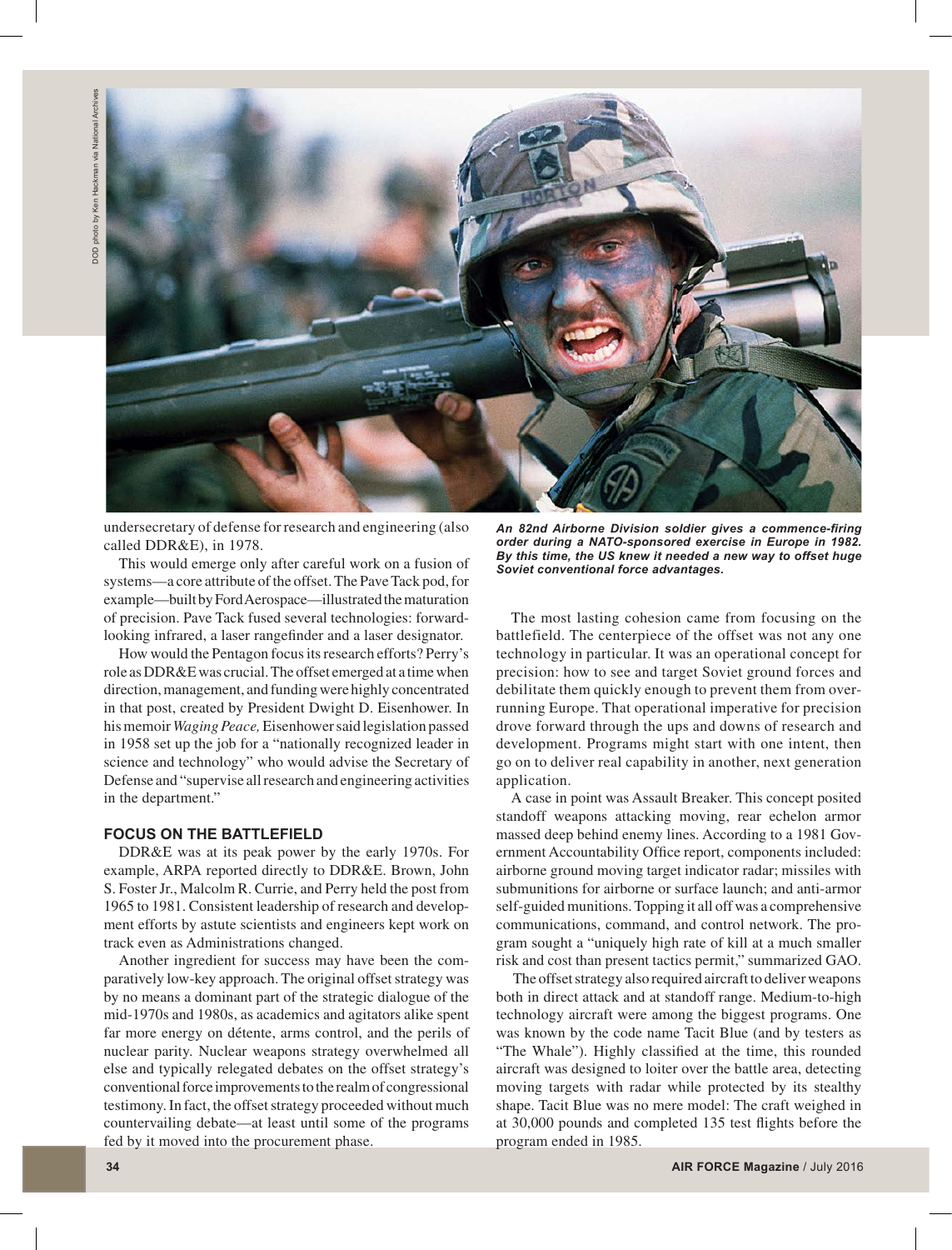undersecretary of defense for research and engineering (also called DDR&E), in 1978.

This would emerge only after careful work on a fusion of systems—a core attribute of the offset. The Pave Tack pod, for example—built by Ford Aerospace—illustrated the maturation of precision. Pave Tack fused several technologies: forward-looking infrared, a laser rangefinder and a laser designator.

How would the Pentagon focus its research efforts? Perry's role as DDR&E was crucial. The offset emerged at a time when direction, management, and funding were highly concentrated in that post, created by President Dwight D. Eisenhower. In his memoir *Waging Peace,* Eisenhower said legislation passed in 1958 set up the job for a "nationally recognized leader in science and technology" who would advise the Secretary of Defense and "supervise all research and engineering activities in the department."

## FOCUS ON THE BATTLEFIELD

DDR&E was at its peak power by the early 1970s. For example, ARPA reported directly to DDR&E. Brown, John S. Foster Jr., Malcolm R. Currie, and Perry held the post from 1965 to 1981. Consistent leadership of research and development efforts by astute scientists and engineers kept work on track even as Administrations changed.

Another ingredient for success may have been the comparatively low-key approach. The original offset strategy was by no means a dominant part of the strategic dialogue of the mid-1970s and 1980s, as academics and agitators alike spent far more energy on détente, arms control, and the perils of nuclear parity. Nuclear weapons strategy overwhelmed all else and typically relegated debates on the offset strategy's conventional force improvements to the realm of congressional testimony. In fact, the offset strategy proceeded without much countervailing debate—at least until some of the programs fed by it moved into the procurement phase.

***An 82nd Airborne Division soldier gives a commence-firing order during a NATO-sponsored exercise in Europe in 1982. By this time, the US knew it needed a new way to offset huge Soviet conventional force advantages.***

The most lasting cohesion came from focusing on the battlefield. The centerpiece of the offset was not any one technology in particular. It was an operational concept for precision: how to see and target Soviet ground forces and debilitate them quickly enough to prevent them from overrunning Europe. That operational imperative for precision drove forward through the ups and downs of research and development. Programs might start with one intent, then go on to deliver real capability in another, next generation application.

A case in point was Assault Breaker. This concept posited standoff weapons attacking moving, rear echelon armor massed deep behind enemy lines. According to a 1981 Government Accountability Office report, components included: airborne ground moving target indicator radar; missiles with submunitions for airborne or surface launch; and anti-armor self-guided munitions. Topping it all off was a comprehensive communications, command, and control network. The program sought a "uniquely high rate of kill at a much smaller risk and cost than present tactics permit," summarized GAO.

The offset strategy also required aircraft to deliver weapons both in direct attack and at standoff range. Medium-to-high technology aircraft were among the biggest programs. One was known by the code name Tacit Blue (and by testers as "The Whale"). Highly classified at the time, this rounded aircraft was designed to loiter over the battle area, detecting moving targets with radar while protected by its stealthy shape. Tacit Blue was no mere model: The craft weighed in at 30,000 pounds and completed 135 test flights before the program ended in 1985.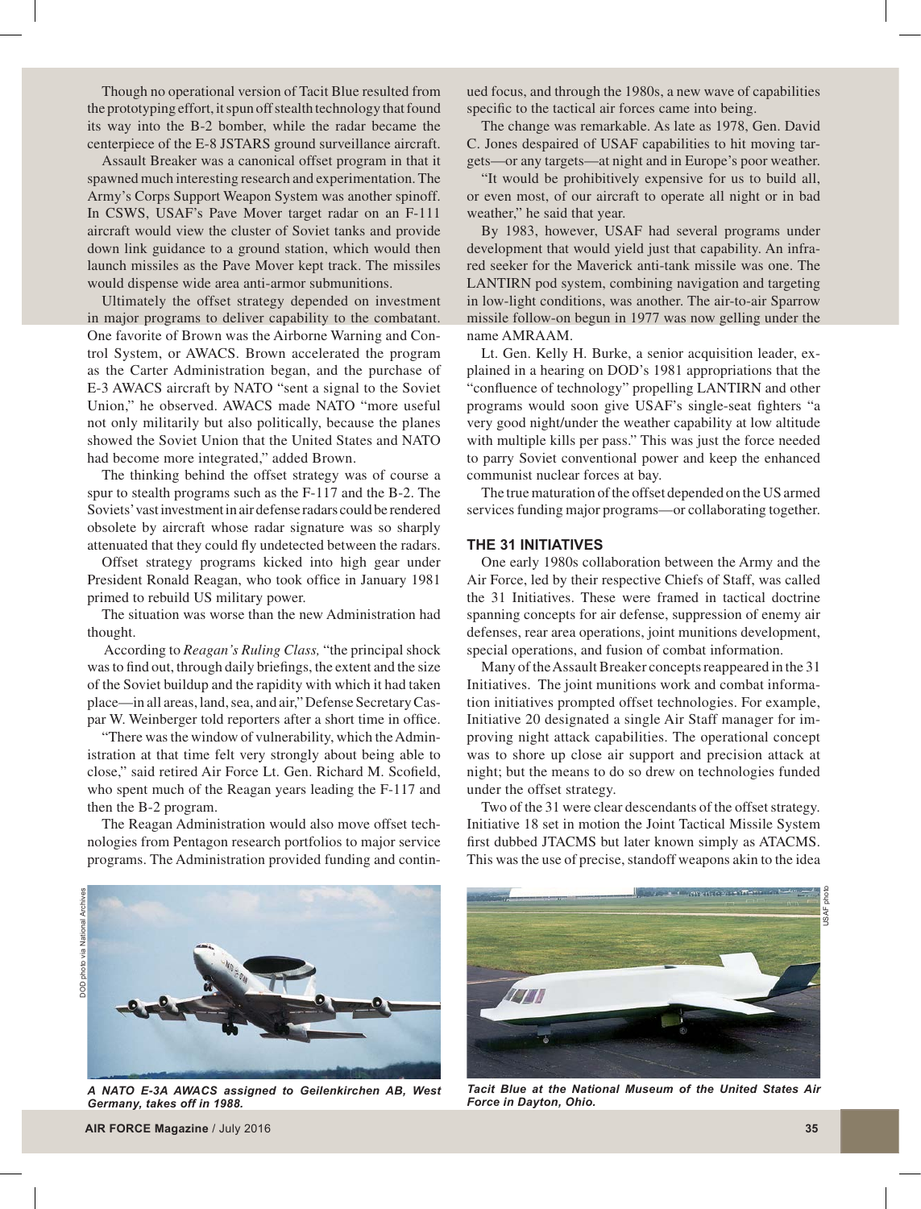Though no operational version of Tacit Blue resulted from the prototyping effort, it spun off stealth technology that found its way into the B-2 bomber, while the radar became the centerpiece of the E-8 JSTARS ground surveillance aircraft.

Assault Breaker was a canonical offset program in that it spawned much interesting research and experimentation. The Army's Corps Support Weapon System was another spinoff. In CSWS, USAF's Pave Mover target radar on an F-111 aircraft would view the cluster of Soviet tanks and provide down link guidance to a ground station, which would then launch missiles as the Pave Mover kept track. The missiles would dispense wide area anti-armor submunitions.

Ultimately the offset strategy depended on investment in major programs to deliver capability to the combatant. One favorite of Brown was the Airborne Warning and Control System, or AWACS. Brown accelerated the program as the Carter Administration began, and the purchase of E-3 AWACS aircraft by NATO "sent a signal to the Soviet Union," he observed. AWACS made NATO "more useful not only militarily but also politically, because the planes showed the Soviet Union that the United States and NATO had become more integrated," added Brown.

The thinking behind the offset strategy was of course a spur to stealth programs such as the F-117 and the B-2. The Soviets' vast investment in air defense radars could be rendered obsolete by aircraft whose radar signature was so sharply attenuated that they could fly undetected between the radars.

Offset strategy programs kicked into high gear under President Ronald Reagan, who took office in January 1981 primed to rebuild US military power.

The situation was worse than the new Administration had thought.

According to *Reagan's Ruling Class,* "the principal shock was to find out, through daily briefings, the extent and the size of the Soviet buildup and the rapidity with which it had taken place—in all areas, land, sea, and air," Defense Secretary Caspar W. Weinberger told reporters after a short time in office.

"There was the window of vulnerability, which the Administration at that time felt very strongly about being able to close," said retired Air Force Lt. Gen. Richard M. Scofield, who spent much of the Reagan years leading the F-117 and then the B-2 program.

The Reagan Administration would also move offset technologies from Pentagon research portfolios to major service programs. The Administration provided funding and continued focus, and through the 1980s, a new wave of capabilities specific to the tactical air forces came into being.

The change was remarkable. As late as 1978, Gen. David C. Jones despaired of USAF capabilities to hit moving targets—or any targets—at night and in Europe's poor weather.

"It would be prohibitively expensive for us to build all, or even most, of our aircraft to operate all night or in bad weather," he said that year.

By 1983, however, USAF had several programs under development that would yield just that capability. An infrared seeker for the Maverick anti-tank missile was one. The LANTIRN pod system, combining navigation and targeting in low-light conditions, was another. The air-to-air Sparrow missile follow-on begun in 1977 was now gelling under the name AMRAAM.

Lt. Gen. Kelly H. Burke, a senior acquisition leader, explained in a hearing on DOD's 1981 appropriations that the "confluence of technology" propelling LANTIRN and other programs would soon give USAF's single-seat fighters "a very good night/under the weather capability at low altitude with multiple kills per pass." This was just the force needed to parry Soviet conventional power and keep the enhanced communist nuclear forces at bay.

The true maturation of the offset depended on the US armed services funding major programs—or collaborating together.

## THE 31 INITIATIVES

One early 1980s collaboration between the Army and the Air Force, led by their respective Chiefs of Staff, was called the 31 Initiatives. These were framed in tactical doctrine spanning concepts for air defense, suppression of enemy air defenses, rear area operations, joint munitions development, special operations, and fusion of combat information.

Many of the Assault Breaker concepts reappeared in the 31 Initiatives. The joint munitions work and combat information initiatives prompted offset technologies. For example, Initiative 20 designated a single Air Staff manager for improving night attack capabilities. The operational concept was to shore up close air support and precision attack at night; but the means to do so drew on technologies funded under the offset strategy.

Two of the 31 were clear descendants of the offset strategy. Initiative 18 set in motion the Joint Tactical Missile System first dubbed JTACMS but later known simply as ATACMS. This was the use of precise, standoff weapons akin to the idea

DOD photo via National Archives

***A NATO E-3A AWACS assigned to Geilenkirchen AB, West Germany, takes off in 1988.***

USAF photo

***Tacit Blue at the National Museum of the United States Air Force in Dayton, Ohio.***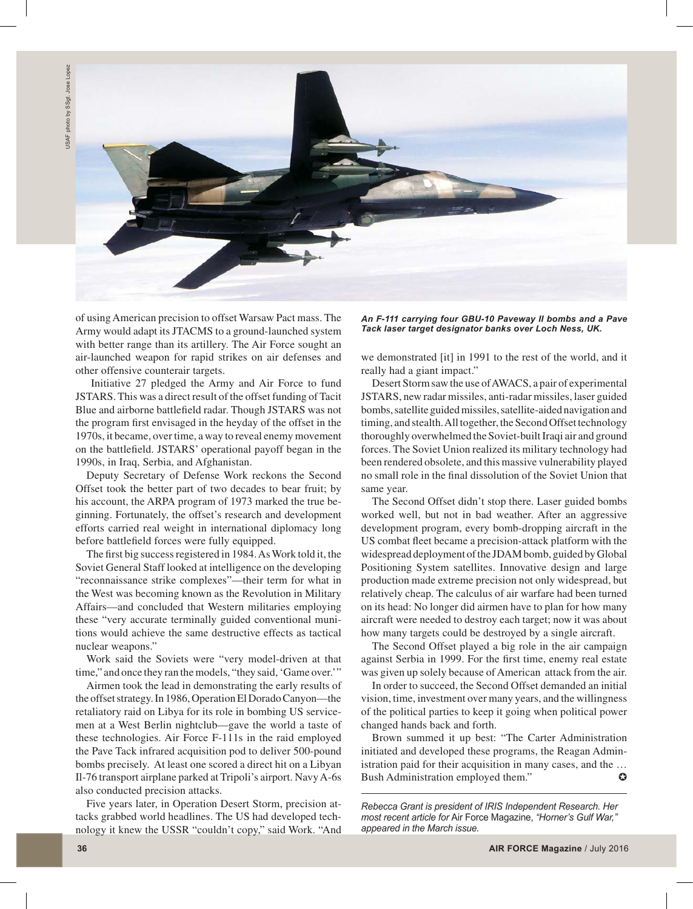of using American precision to offset Warsaw Pact mass. The Army would adapt its JTACMS to a ground-launched system with better range than its artillery. The Air Force sought an air-launched weapon for rapid strikes on air defenses and other offensive counterair targets.

Initiative 27 pledged the Army and Air Force to fund JSTARS. This was a direct result of the offset funding of Tacit Blue and airborne battlefield radar. Though JSTARS was not the program first envisaged in the heyday of the offset in the 1970s, it became, over time, a way to reveal enemy movement on the battlefield. JSTARS' operational payoff began in the 1990s, in Iraq, Serbia, and Afghanistan.

Deputy Secretary of Defense Work reckons the Second Offset took the better part of two decades to bear fruit; by his account, the ARPA program of 1973 marked the true beginning. Fortunately, the offset's research and development efforts carried real weight in international diplomacy long before battlefield forces were fully equipped.

The first big success registered in 1984. As Work told it, the Soviet General Staff looked at intelligence on the developing "reconnaissance strike complexes"—their term for what in the West was becoming known as the Revolution in Military Affairs—and concluded that Western militaries employing these "very accurate terminally guided conventional munitions would achieve the same destructive effects as tactical nuclear weapons."

Work said the Soviets were "very model-driven at that time," and once they ran the models, "they said, 'Game over.'"

Airmen took the lead in demonstrating the early results of the offset strategy. In 1986, Operation El Dorado Canyon—the retaliatory raid on Libya for its role in bombing US servicemen at a West Berlin nightclub—gave the world a taste of these technologies. Air Force F-111s in the raid employed the Pave Tack infrared acquisition pod to deliver 500-pound bombs precisely. At least one scored a direct hit on a Libyan Il-76 transport airplane parked at Tripoli's airport. Navy A-6s also conducted precision attacks.

Five years later, in Operation Desert Storm, precision attacks grabbed world headlines. The US had developed technology it knew the USSR "couldn't copy," said Work. "And we demonstrated [it] in 1991 to the rest of the world, and it really had a giant impact."

*An F-111 carrying four GBU-10 Paveway II bombs and a Pave Tack laser target designator banks over Loch Ness, UK.*

Desert Storm saw the use of AWACS, a pair of experimental JSTARS, new radar missiles, anti-radar missiles, laser guided bombs, satellite guided missiles, satellite-aided navigation and timing, and stealth. All together, the Second Offset technology thoroughly overwhelmed the Soviet-built Iraqi air and ground forces. The Soviet Union realized its military technology had been rendered obsolete, and this massive vulnerability played no small role in the final dissolution of the Soviet Union that same year.

The Second Offset didn't stop there. Laser guided bombs worked well, but not in bad weather. After an aggressive development program, every bomb-dropping aircraft in the US combat fleet became a precision-attack platform with the widespread deployment of the JDAM bomb, guided by Global Positioning System satellites. Innovative design and large production made extreme precision not only widespread, but relatively cheap. The calculus of air warfare had been turned on its head: No longer did airmen have to plan for how many aircraft were needed to destroy each target; now it was about how many targets could be destroyed by a single aircraft.

The Second Offset played a big role in the air campaign against Serbia in 1999. For the first time, enemy real estate was given up solely because of American attack from the air.

In order to succeed, the Second Offset demanded an initial vision, time, investment over many years, and the willingness of the political parties to keep it going when political power changed hands back and forth.

Brown summed it up best: "The Carter Administration initiated and developed these programs, the Reagan Administration paid for their acquisition in many cases, and the … Bush Administration employed them." ✪

---

*Rebecca Grant is president of IRIS Independent Research. Her most recent article for* Air Force Magazine*, "Horner's Gulf War," appeared in the March issue.*